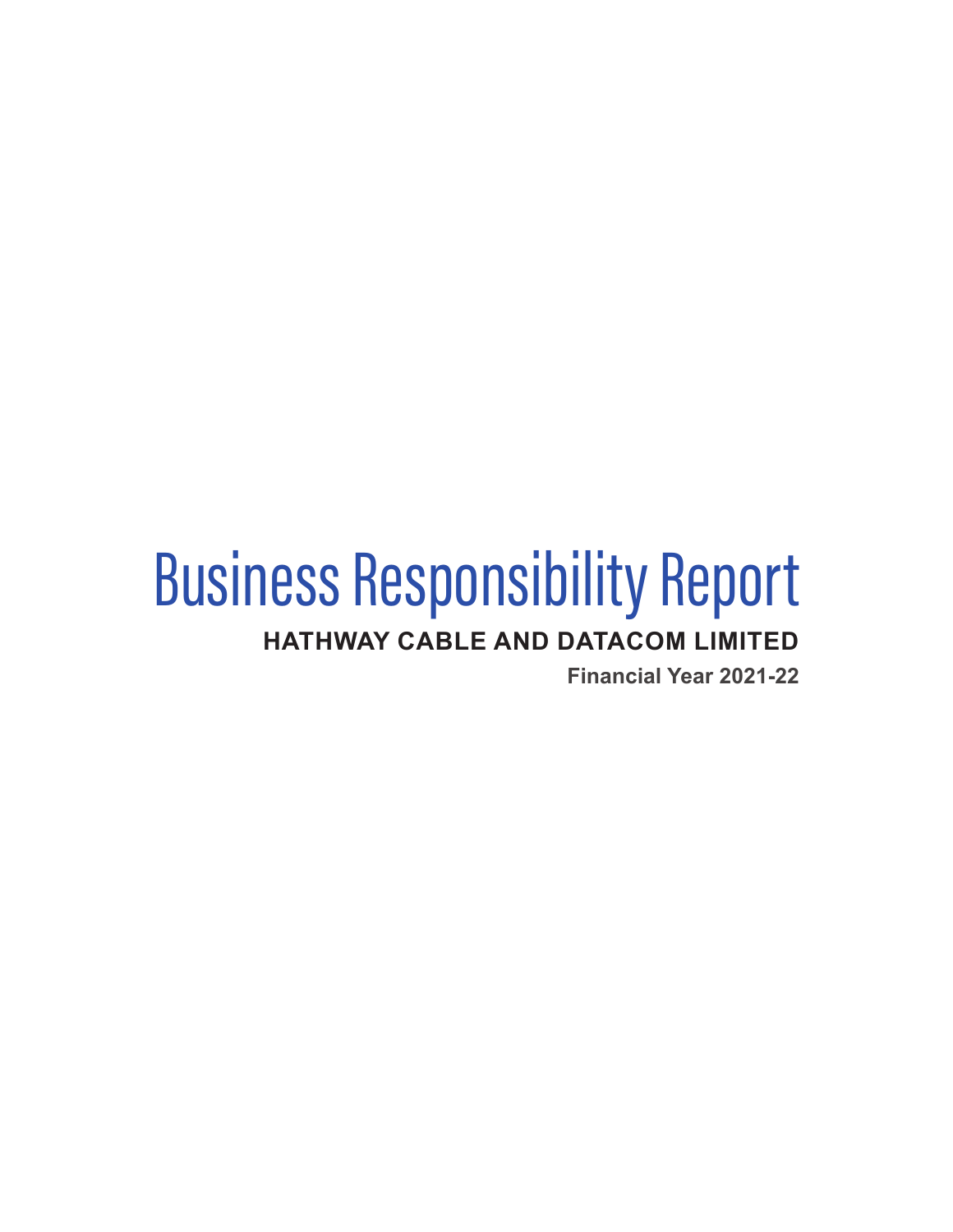# Business Responsibility Report

**HATHWAY CABLE AND DATACOM LIMITED**

**Financial Year 2021-22**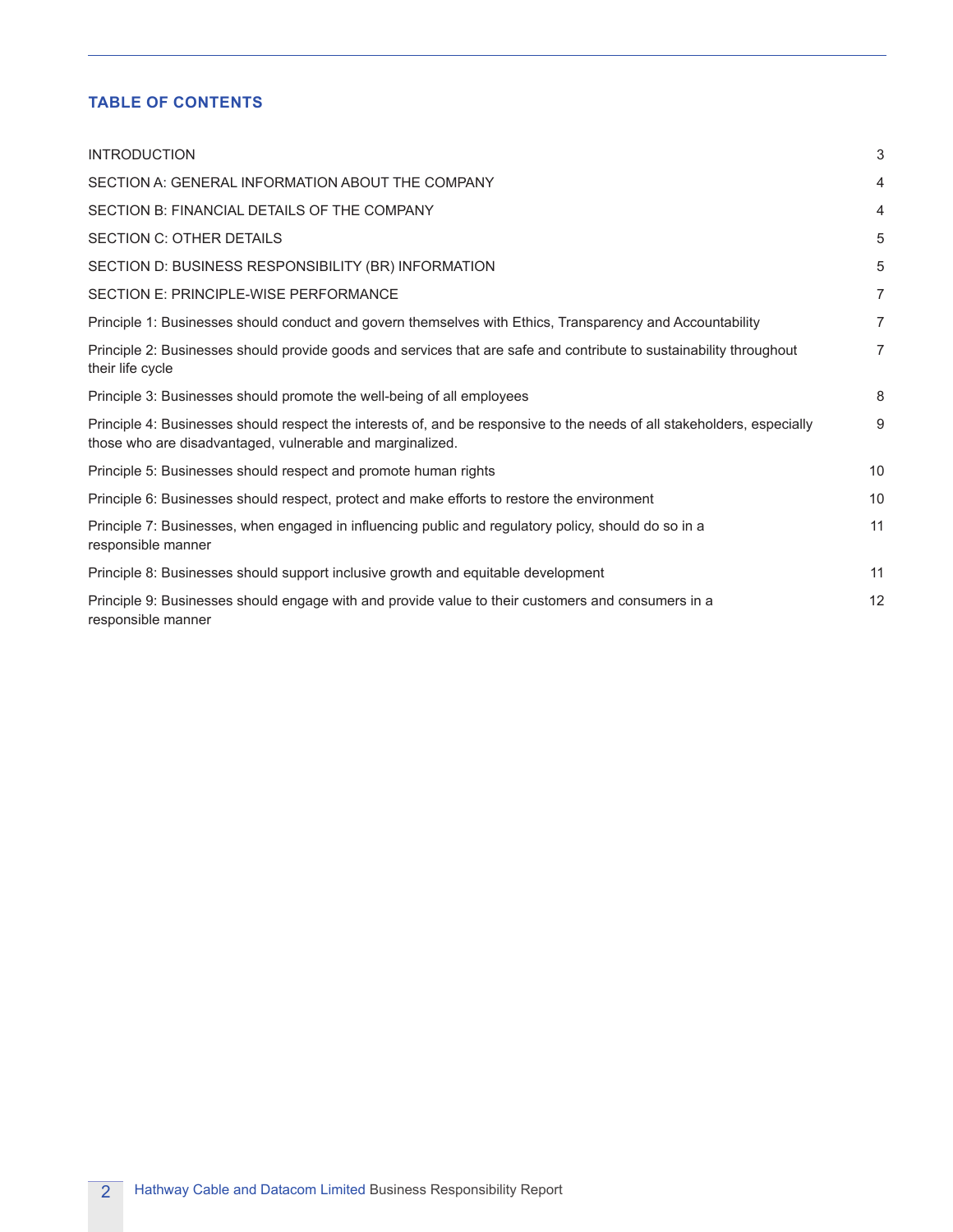## TABLE OF CONTENTS

| | |
|---|---|
| INTRODUCTION | 3 |
| SECTION A: GENERAL INFORMATION ABOUT THE COMPANY | 4 |
| SECTION B: FINANCIAL DETAILS OF THE COMPANY | 4 |
| SECTION C: OTHER DETAILS | 5 |
| SECTION D: BUSINESS RESPONSIBILITY (BR) INFORMATION | 5 |
| SECTION E: PRINCIPLE-WISE PERFORMANCE | 7 |
| Principle 1: Businesses should conduct and govern themselves with Ethics, Transparency and Accountability | 7 |
| Principle 2: Businesses should provide goods and services that are safe and contribute to sustainability throughout their life cycle | 7 |
| Principle 3: Businesses should promote the well-being of all employees | 8 |
| Principle 4: Businesses should respect the interests of, and be responsive to the needs of all stakeholders, especially those who are disadvantaged, vulnerable and marginalized. | 9 |
| Principle 5: Businesses should respect and promote human rights | 10 |
| Principle 6: Businesses should respect, protect and make efforts to restore the environment | 10 |
| Principle 7: Businesses, when engaged in influencing public and regulatory policy, should do so in a responsible manner | 11 |
| Principle 8: Businesses should support inclusive growth and equitable development | 11 |
| Principle 9: Businesses should engage with and provide value to their customers and consumers in a responsible manner | 12 |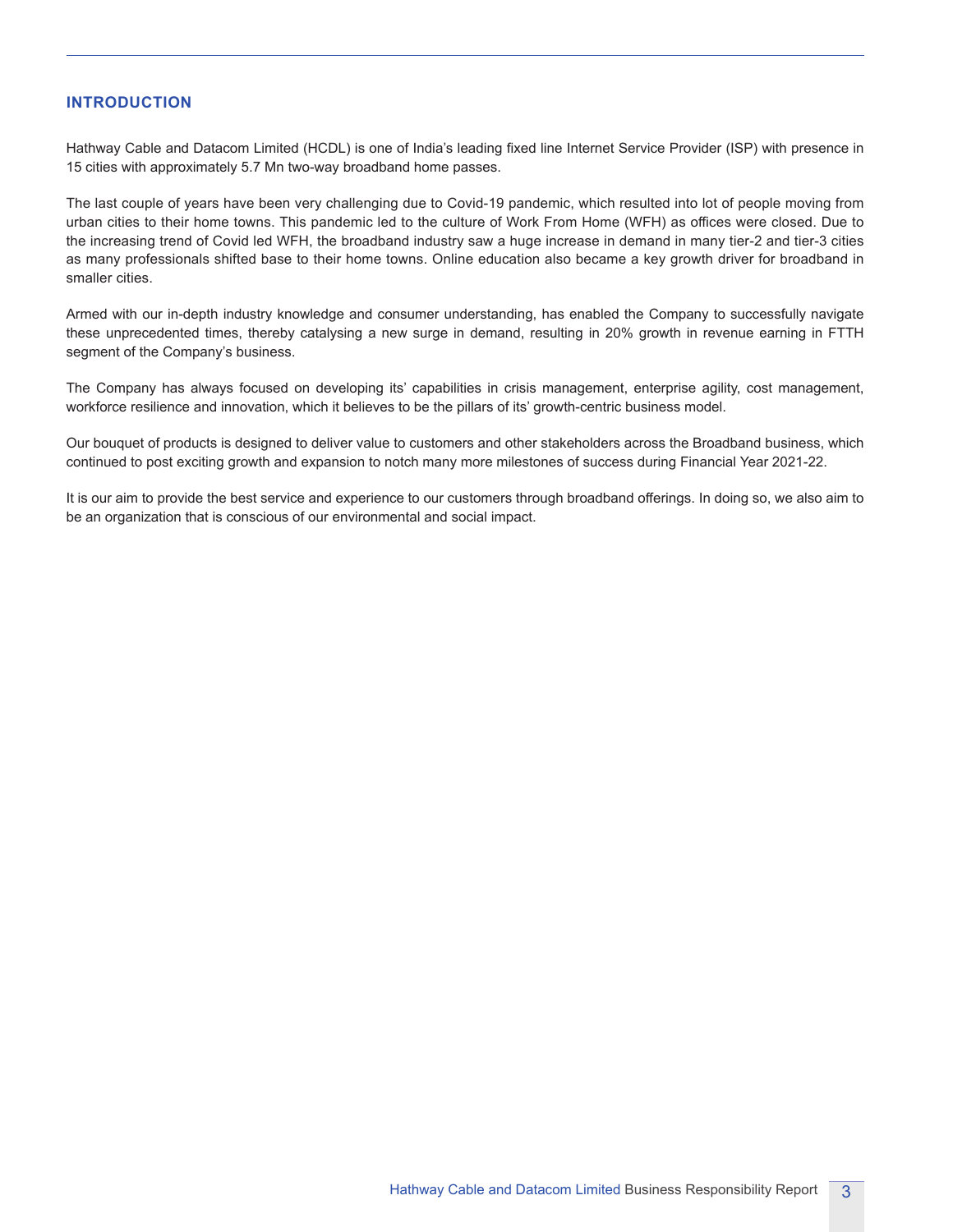## INTRODUCTION

Hathway Cable and Datacom Limited (HCDL) is one of India's leading fixed line Internet Service Provider (ISP) with presence in 15 cities with approximately 5.7 Mn two-way broadband home passes.

The last couple of years have been very challenging due to Covid-19 pandemic, which resulted into lot of people moving from urban cities to their home towns. This pandemic led to the culture of Work From Home (WFH) as offices were closed. Due to the increasing trend of Covid led WFH, the broadband industry saw a huge increase in demand in many tier-2 and tier-3 cities as many professionals shifted base to their home towns. Online education also became a key growth driver for broadband in smaller cities.

Armed with our in-depth industry knowledge and consumer understanding, has enabled the Company to successfully navigate these unprecedented times, thereby catalysing a new surge in demand, resulting in 20% growth in revenue earning in FTTH segment of the Company's business.

The Company has always focused on developing its' capabilities in crisis management, enterprise agility, cost management, workforce resilience and innovation, which it believes to be the pillars of its' growth-centric business model.

Our bouquet of products is designed to deliver value to customers and other stakeholders across the Broadband business, which continued to post exciting growth and expansion to notch many more milestones of success during Financial Year 2021-22.

It is our aim to provide the best service and experience to our customers through broadband offerings. In doing so, we also aim to be an organization that is conscious of our environmental and social impact.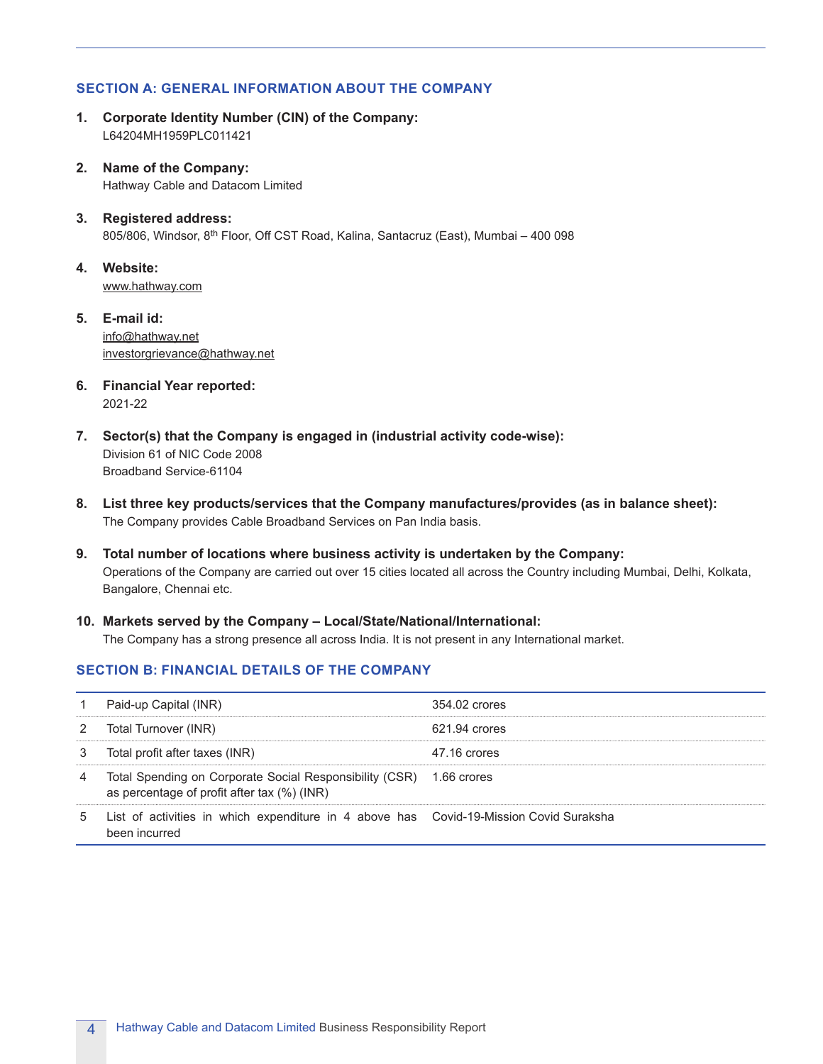## SECTION A: GENERAL INFORMATION ABOUT THE COMPANY

1. **Corporate Identity Number (CIN) of the Company:**
   L64204MH1959PLC011421

2. **Name of the Company:**
   Hathway Cable and Datacom Limited

3. **Registered address:**
   805/806, Windsor, 8th Floor, Off CST Road, Kalina, Santacruz (East), Mumbai – 400 098

4. **Website:**
   www.hathway.com

5. **E-mail id:**
   info@hathway.net
   investorgrievance@hathway.net

6. **Financial Year reported:**
   2021-22

7. **Sector(s) that the Company is engaged in (industrial activity code-wise):**
   Division 61 of NIC Code 2008
   Broadband Service-61104

8. **List three key products/services that the Company manufactures/provides (as in balance sheet):**
   The Company provides Cable Broadband Services on Pan India basis.

9. **Total number of locations where business activity is undertaken by the Company:**
   Operations of the Company are carried out over 15 cities located all across the Country including Mumbai, Delhi, Kolkata, Bangalore, Chennai etc.

10. **Markets served by the Company – Local/State/National/International:**
    The Company has a strong presence all across India. It is not present in any International market.

## SECTION B: FINANCIAL DETAILS OF THE COMPANY

| | | |
|---|---|---|
| 1 | Paid-up Capital (INR) | 354.02 crores |
| 2 | Total Turnover (INR) | 621.94 crores |
| 3 | Total profit after taxes (INR) | 47.16 crores |
| 4 | Total Spending on Corporate Social Responsibility (CSR) as percentage of profit after tax (%) (INR) | 1.66 crores |
| 5 | List of activities in which expenditure in 4 above has been incurred | Covid-19-Mission Covid Suraksha |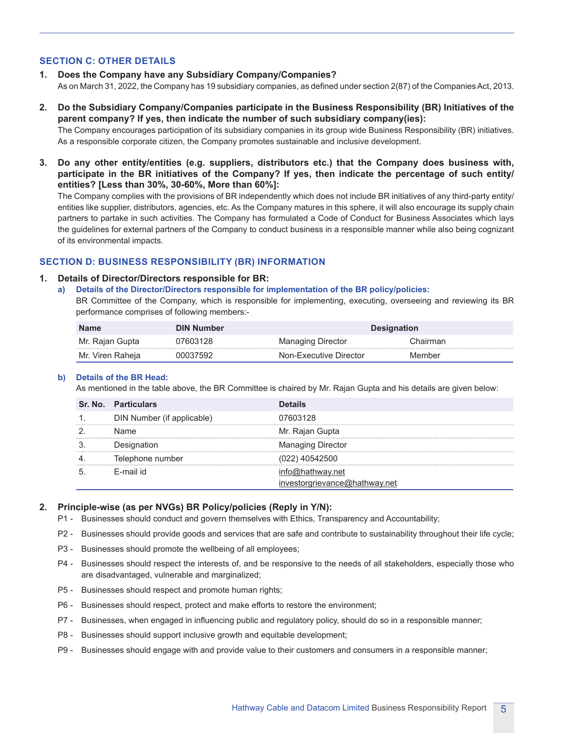## SECTION C: OTHER DETAILS

**1. Does the Company have any Subsidiary Company/Companies?**

As on March 31, 2022, the Company has 19 subsidiary companies, as defined under section 2(87) of the Companies Act, 2013.

**2. Do the Subsidiary Company/Companies participate in the Business Responsibility (BR) Initiatives of the parent company? If yes, then indicate the number of such subsidiary company(ies):**

The Company encourages participation of its subsidiary companies in its group wide Business Responsibility (BR) initiatives. As a responsible corporate citizen, the Company promotes sustainable and inclusive development.

**3. Do any other entity/entities (e.g. suppliers, distributors etc.) that the Company does business with, participate in the BR initiatives of the Company? If yes, then indicate the percentage of such entity/entities? [Less than 30%, 30-60%, More than 60%]:**

The Company complies with the provisions of BR independently which does not include BR initiatives of any third-party entity/entities like supplier, distributors, agencies, etc. As the Company matures in this sphere, it will also encourage its supply chain partners to partake in such activities. The Company has formulated a Code of Conduct for Business Associates which lays the guidelines for external partners of the Company to conduct business in a responsible manner while also being cognizant of its environmental impacts.

## SECTION D: BUSINESS RESPONSIBILITY (BR) INFORMATION

**1. Details of Director/Directors responsible for BR:**

**a) Details of the Director/Directors responsible for implementation of the BR policy/policies:**

BR Committee of the Company, which is responsible for implementing, executing, overseeing and reviewing its BR performance comprises of following members:-

| Name | DIN Number | Designation | |
|---|---|---|---|
| Mr. Rajan Gupta | 07603128 | Managing Director | Chairman |
| Mr. Viren Raheja | 00037592 | Non-Executive Director | Member |

**b) Details of the BR Head:**

As mentioned in the table above, the BR Committee is chaired by Mr. Rajan Gupta and his details are given below:

| Sr. No. | Particulars | Details |
|---|---|---|
| 1. | DIN Number (if applicable) | 07603128 |
| 2. | Name | Mr. Rajan Gupta |
| 3. | Designation | Managing Director |
| 4. | Telephone number | (022) 40542500 |
| 5. | E-mail id | info@hathway.net<br>investorgrievance@hathway.net |

**2. Principle-wise (as per NVGs) BR Policy/policies (Reply in Y/N):**

P1 - Businesses should conduct and govern themselves with Ethics, Transparency and Accountability;

P2 - Businesses should provide goods and services that are safe and contribute to sustainability throughout their life cycle;

P3 - Businesses should promote the wellbeing of all employees;

P4 - Businesses should respect the interests of, and be responsive to the needs of all stakeholders, especially those who are disadvantaged, vulnerable and marginalized;

P5 - Businesses should respect and promote human rights;

P6 - Businesses should respect, protect and make efforts to restore the environment;

P7 - Businesses, when engaged in influencing public and regulatory policy, should do so in a responsible manner;

P8 - Businesses should support inclusive growth and equitable development;

P9 - Businesses should engage with and provide value to their customers and consumers in a responsible manner;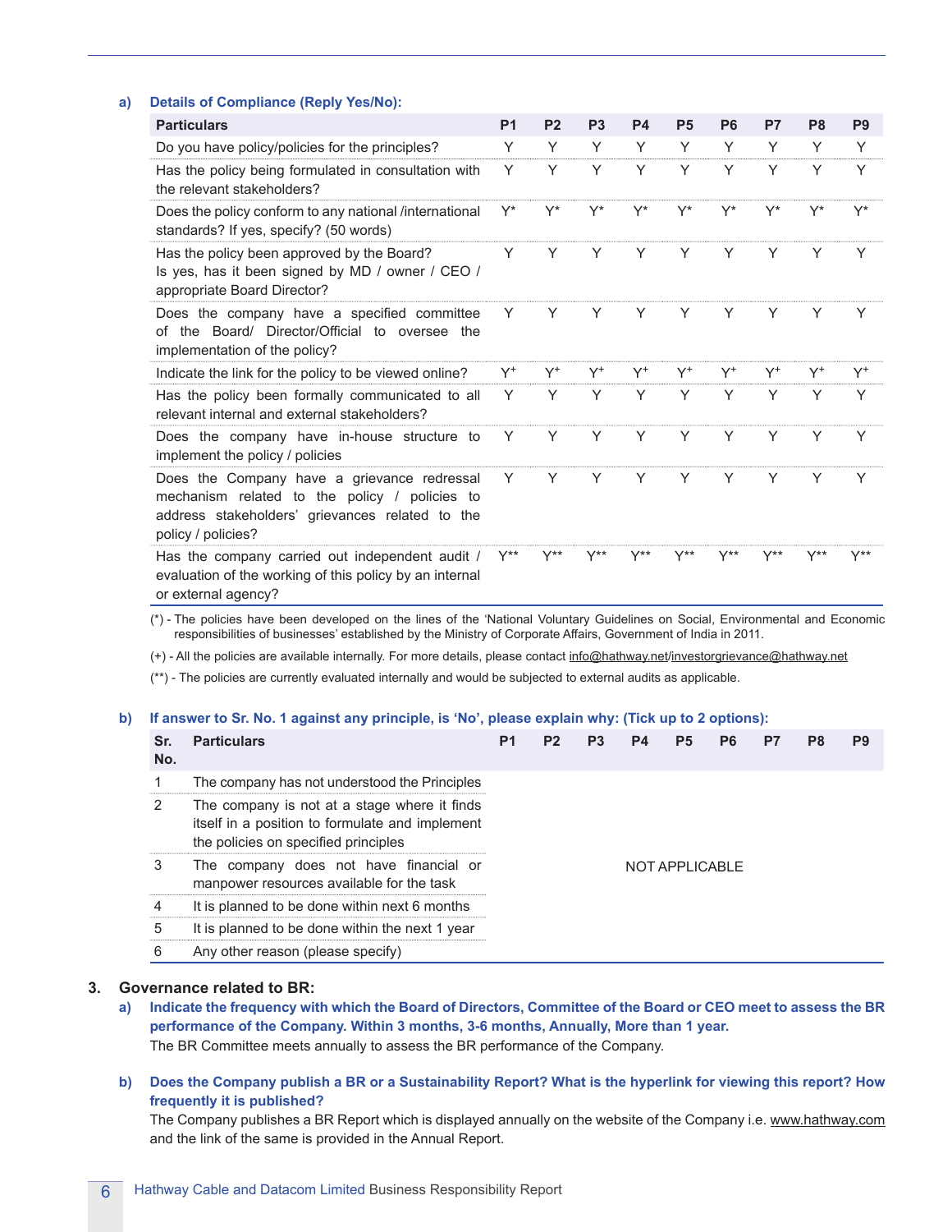**a) Details of Compliance (Reply Yes/No):**

| Particulars | P1 | P2 | P3 | P4 | P5 | P6 | P7 | P8 | P9 |
|---|---|---|---|---|---|---|---|---|---|
| Do you have policy/policies for the principles? | Y | Y | Y | Y | Y | Y | Y | Y | Y |
| Has the policy being formulated in consultation with the relevant stakeholders? | Y | Y | Y | Y | Y | Y | Y | Y | Y |
| Does the policy conform to any national /international standards? If yes, specify? (50 words) | Y* | Y* | Y* | Y* | Y* | Y* | Y* | Y* | Y* |
| Has the policy been approved by the Board? Is yes, has it been signed by MD / owner / CEO / appropriate Board Director? | Y | Y | Y | Y | Y | Y | Y | Y | Y |
| Does the company have a specified committee of the Board/ Director/Official to oversee the implementation of the policy? | Y | Y | Y | Y | Y | Y | Y | Y | Y |
| Indicate the link for the policy to be viewed online? | Y+ | Y+ | Y+ | Y+ | Y+ | Y+ | Y+ | Y+ | Y+ |
| Has the policy been formally communicated to all relevant internal and external stakeholders? | Y | Y | Y | Y | Y | Y | Y | Y | Y |
| Does the company have in-house structure to implement the policy / policies | Y | Y | Y | Y | Y | Y | Y | Y | Y |
| Does the Company have a grievance redressal mechanism related to the policy / policies to address stakeholders' grievances related to the policy / policies? | Y | Y | Y | Y | Y | Y | Y | Y | Y |
| Has the company carried out independent audit / evaluation of the working of this policy by an internal or external agency? | Y** | Y** | Y** | Y** | Y** | Y** | Y** | Y** | Y** |

(*) - The policies have been developed on the lines of the 'National Voluntary Guidelines on Social, Environmental and Economic responsibilities of businesses' established by the Ministry of Corporate Affairs, Government of India in 2011.

(+) - All the policies are available internally. For more details, please contact info@hathway.net/investorgrievance@hathway.net

(**) - The policies are currently evaluated internally and would be subjected to external audits as applicable.

**b) If answer to Sr. No. 1 against any principle, is 'No', please explain why: (Tick up to 2 options):**

| Sr. No. | Particulars | P1 | P2 | P3 | P4 | P5 | P6 | P7 | P8 | P9 |
|---|---|---|---|---|---|---|---|---|---|---|
| 1 | The company has not understood the Principles | NOT APPLICABLE | | | | | | | | |
| 2 | The company is not at a stage where it finds itself in a position to formulate and implement the policies on specified principles | | | | | | | | | |
| 3 | The company does not have financial or manpower resources available for the task | | | | | | | | | |
| 4 | It is planned to be done within next 6 months | | | | | | | | | |
| 5 | It is planned to be done within the next 1 year | | | | | | | | | |
| 6 | Any other reason (please specify) | | | | | | | | | |

## 3. Governance related to BR:

**a) Indicate the frequency with which the Board of Directors, Committee of the Board or CEO meet to assess the BR performance of the Company. Within 3 months, 3-6 months, Annually, More than 1 year.**

The BR Committee meets annually to assess the BR performance of the Company.

**b) Does the Company publish a BR or a Sustainability Report? What is the hyperlink for viewing this report? How frequently it is published?**

The Company publishes a BR Report which is displayed annually on the website of the Company i.e. www.hathway.com and the link of the same is provided in the Annual Report.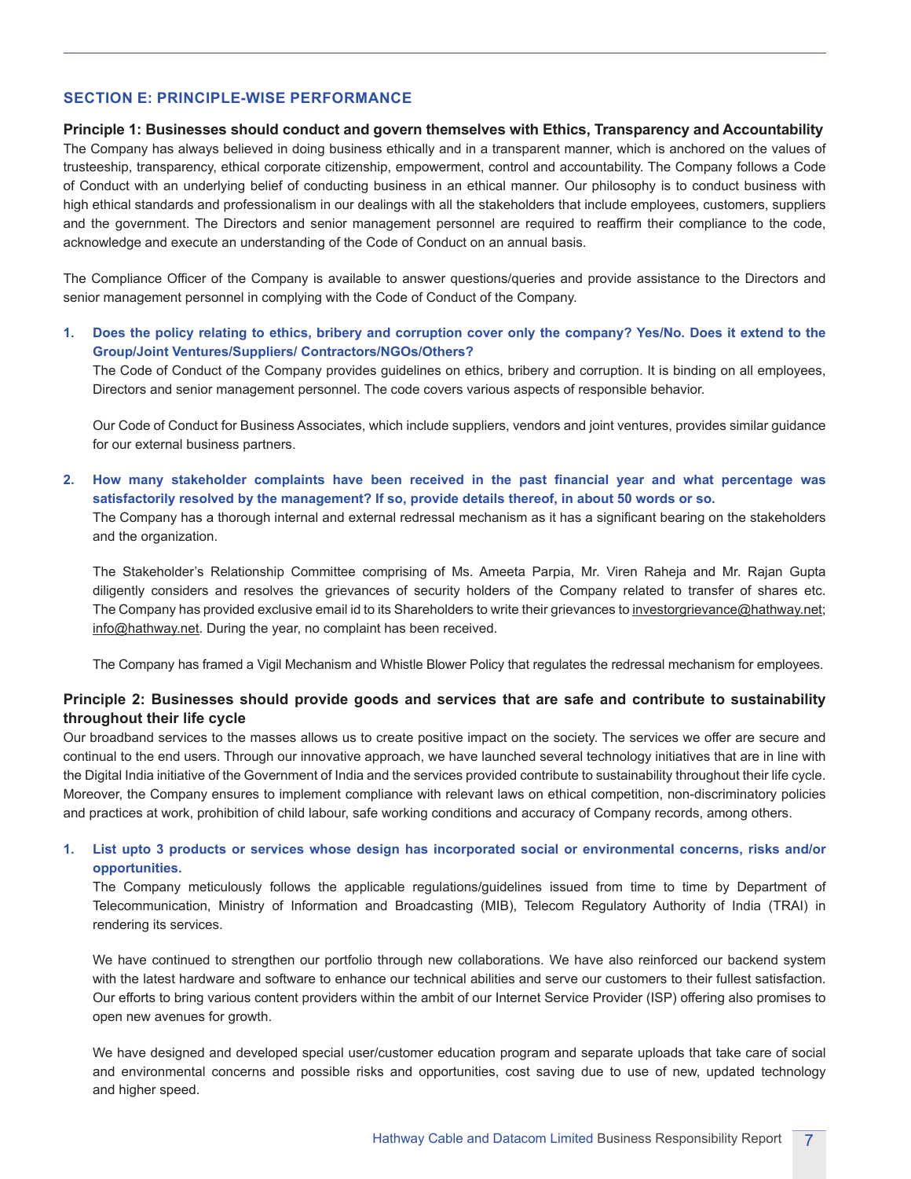## SECTION E: PRINCIPLE-WISE PERFORMANCE

### Principle 1: Businesses should conduct and govern themselves with Ethics, Transparency and Accountability

The Company has always believed in doing business ethically and in a transparent manner, which is anchored on the values of trusteeship, transparency, ethical corporate citizenship, empowerment, control and accountability. The Company follows a Code of Conduct with an underlying belief of conducting business in an ethical manner. Our philosophy is to conduct business with high ethical standards and professionalism in our dealings with all the stakeholders that include employees, customers, suppliers and the government. The Directors and senior management personnel are required to reaffirm their compliance to the code, acknowledge and execute an understanding of the Code of Conduct on an annual basis.

The Compliance Officer of the Company is available to answer questions/queries and provide assistance to the Directors and senior management personnel in complying with the Code of Conduct of the Company.

1. **Does the policy relating to ethics, bribery and corruption cover only the company? Yes/No. Does it extend to the Group/Joint Ventures/Suppliers/ Contractors/NGOs/Others?**

   The Code of Conduct of the Company provides guidelines on ethics, bribery and corruption. It is binding on all employees, Directors and senior management personnel. The code covers various aspects of responsible behavior.

   Our Code of Conduct for Business Associates, which include suppliers, vendors and joint ventures, provides similar guidance for our external business partners.

2. **How many stakeholder complaints have been received in the past financial year and what percentage was satisfactorily resolved by the management? If so, provide details thereof, in about 50 words or so.**

   The Company has a thorough internal and external redressal mechanism as it has a significant bearing on the stakeholders and the organization.

   The Stakeholder's Relationship Committee comprising of Ms. Ameeta Parpia, Mr. Viren Raheja and Mr. Rajan Gupta diligently considers and resolves the grievances of security holders of the Company related to transfer of shares etc. The Company has provided exclusive email id to its Shareholders to write their grievances to investorgrievance@hathway.net; info@hathway.net. During the year, no complaint has been received.

   The Company has framed a Vigil Mechanism and Whistle Blower Policy that regulates the redressal mechanism for employees.

### Principle 2: Businesses should provide goods and services that are safe and contribute to sustainability throughout their life cycle

Our broadband services to the masses allows us to create positive impact on the society. The services we offer are secure and continual to the end users. Through our innovative approach, we have launched several technology initiatives that are in line with the Digital India initiative of the Government of India and the services provided contribute to sustainability throughout their life cycle. Moreover, the Company ensures to implement compliance with relevant laws on ethical competition, non-discriminatory policies and practices at work, prohibition of child labour, safe working conditions and accuracy of Company records, among others.

1. **List upto 3 products or services whose design has incorporated social or environmental concerns, risks and/or opportunities.**

   The Company meticulously follows the applicable regulations/guidelines issued from time to time by Department of Telecommunication, Ministry of Information and Broadcasting (MIB), Telecom Regulatory Authority of India (TRAI) in rendering its services.

   We have continued to strengthen our portfolio through new collaborations. We have also reinforced our backend system with the latest hardware and software to enhance our technical abilities and serve our customers to their fullest satisfaction. Our efforts to bring various content providers within the ambit of our Internet Service Provider (ISP) offering also promises to open new avenues for growth.

   We have designed and developed special user/customer education program and separate uploads that take care of social and environmental concerns and possible risks and opportunities, cost saving due to use of new, updated technology and higher speed.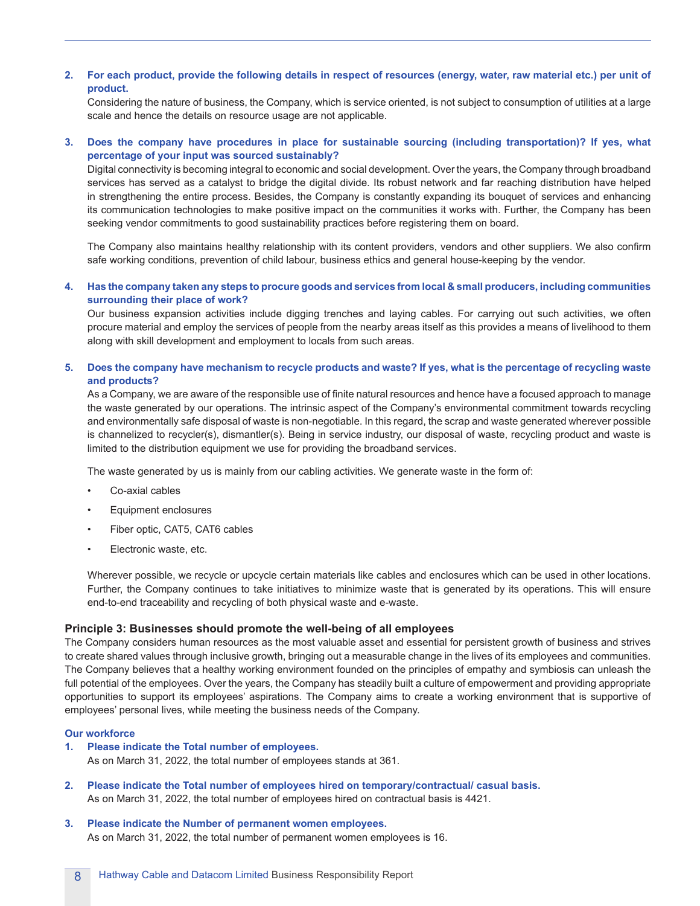2. **For each product, provide the following details in respect of resources (energy, water, raw material etc.) per unit of product.**

   Considering the nature of business, the Company, which is service oriented, is not subject to consumption of utilities at a large scale and hence the details on resource usage are not applicable.

3. **Does the company have procedures in place for sustainable sourcing (including transportation)? If yes, what percentage of your input was sourced sustainably?**

   Digital connectivity is becoming integral to economic and social development. Over the years, the Company through broadband services has served as a catalyst to bridge the digital divide. Its robust network and far reaching distribution have helped in strengthening the entire process. Besides, the Company is constantly expanding its bouquet of services and enhancing its communication technologies to make positive impact on the communities it works with. Further, the Company has been seeking vendor commitments to good sustainability practices before registering them on board.

   The Company also maintains healthy relationship with its content providers, vendors and other suppliers. We also confirm safe working conditions, prevention of child labour, business ethics and general house-keeping by the vendor.

4. **Has the company taken any steps to procure goods and services from local & small producers, including communities surrounding their place of work?**

   Our business expansion activities include digging trenches and laying cables. For carrying out such activities, we often procure material and employ the services of people from the nearby areas itself as this provides a means of livelihood to them along with skill development and employment to locals from such areas.

5. **Does the company have mechanism to recycle products and waste? If yes, what is the percentage of recycling waste and products?**

   As a Company, we are aware of the responsible use of finite natural resources and hence have a focused approach to manage the waste generated by our operations. The intrinsic aspect of the Company's environmental commitment towards recycling and environmentally safe disposal of waste is non-negotiable. In this regard, the scrap and waste generated wherever possible is channelized to recycler(s), dismantler(s). Being in service industry, our disposal of waste, recycling product and waste is limited to the distribution equipment we use for providing the broadband services.

   The waste generated by us is mainly from our cabling activities. We generate waste in the form of:

   - Co-axial cables
   - Equipment enclosures
   - Fiber optic, CAT5, CAT6 cables
   - Electronic waste, etc.

   Wherever possible, we recycle or upcycle certain materials like cables and enclosures which can be used in other locations. Further, the Company continues to take initiatives to minimize waste that is generated by its operations. This will ensure end-to-end traceability and recycling of both physical waste and e-waste.

### Principle 3: Businesses should promote the well-being of all employees

The Company considers human resources as the most valuable asset and essential for persistent growth of business and strives to create shared values through inclusive growth, bringing out a measurable change in the lives of its employees and communities. The Company believes that a healthy working environment founded on the principles of empathy and symbiosis can unleash the full potential of the employees. Over the years, the Company has steadily built a culture of empowerment and providing appropriate opportunities to support its employees' aspirations. The Company aims to create a working environment that is supportive of employees' personal lives, while meeting the business needs of the Company.

#### Our workforce

1. **Please indicate the Total number of employees.**

   As on March 31, 2022, the total number of employees stands at 361.

2. **Please indicate the Total number of employees hired on temporary/contractual/ casual basis.**

   As on March 31, 2022, the total number of employees hired on contractual basis is 4421.

3. **Please indicate the Number of permanent women employees.**

   As on March 31, 2022, the total number of permanent women employees is 16.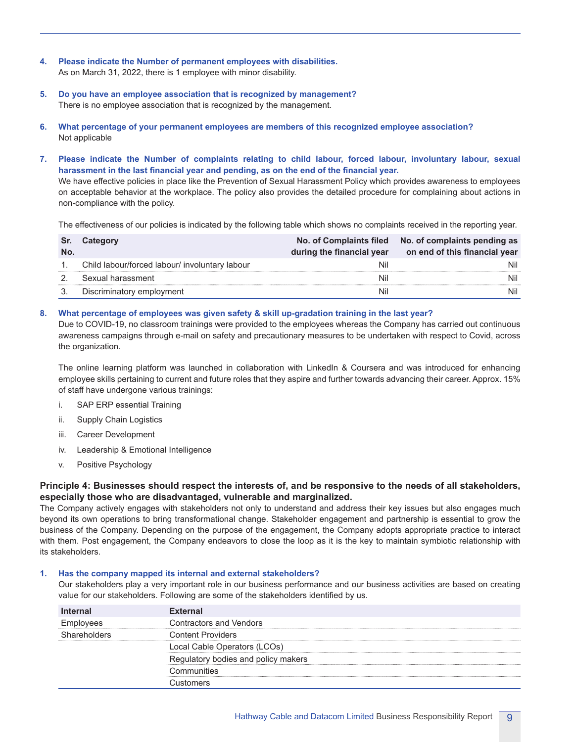4. **Please indicate the Number of permanent employees with disabilities.**
   As on March 31, 2022, there is 1 employee with minor disability.

5. **Do you have an employee association that is recognized by management?**
   There is no employee association that is recognized by the management.

6. **What percentage of your permanent employees are members of this recognized employee association?**
   Not applicable

7. **Please indicate the Number of complaints relating to child labour, forced labour, involuntary labour, sexual harassment in the last financial year and pending, as on the end of the financial year.**
   We have effective policies in place like the Prevention of Sexual Harassment Policy which provides awareness to employees on acceptable behavior at the workplace. The policy also provides the detailed procedure for complaining about actions in non-compliance with the policy.

   The effectiveness of our policies is indicated by the following table which shows no complaints received in the reporting year.

| Sr. No. | Category | No. of Complaints filed during the financial year | No. of complaints pending as on end of this financial year |
|---|---|---|---|
| 1. | Child labour/forced labour/ involuntary labour | Nil | Nil |
| 2. | Sexual harassment | Nil | Nil |
| 3. | Discriminatory employment | Nil | Nil |

8. **What percentage of employees was given safety & skill up-gradation training in the last year?**
   Due to COVID-19, no classroom trainings were provided to the employees whereas the Company has carried out continuous awareness campaigns through e-mail on safety and precautionary measures to be undertaken with respect to Covid, across the organization.

   The online learning platform was launched in collaboration with LinkedIn & Coursera and was introduced for enhancing employee skills pertaining to current and future roles that they aspire and further towards advancing their career. Approx. 15% of staff have undergone various trainings:

   i. SAP ERP essential Training
   ii. Supply Chain Logistics
   iii. Career Development
   iv. Leadership & Emotional Intelligence
   v. Positive Psychology

## Principle 4: Businesses should respect the interests of, and be responsive to the needs of all stakeholders, especially those who are disadvantaged, vulnerable and marginalized.

The Company actively engages with stakeholders not only to understand and address their key issues but also engages much beyond its own operations to bring transformational change. Stakeholder engagement and partnership is essential to grow the business of the Company. Depending on the purpose of the engagement, the Company adopts appropriate practice to interact with them. Post engagement, the Company endeavors to close the loop as it is the key to maintain symbiotic relationship with its stakeholders.

1. **Has the company mapped its internal and external stakeholders?**
   Our stakeholders play a very important role in our business performance and our business activities are based on creating value for our stakeholders. Following are some of the stakeholders identified by us.

| Internal | External |
|---|---|
| Employees | Contractors and Vendors |
| Shareholders | Content Providers |
| | Local Cable Operators (LCOs) |
| | Regulatory bodies and policy makers |
| | Communities |
| | Customers |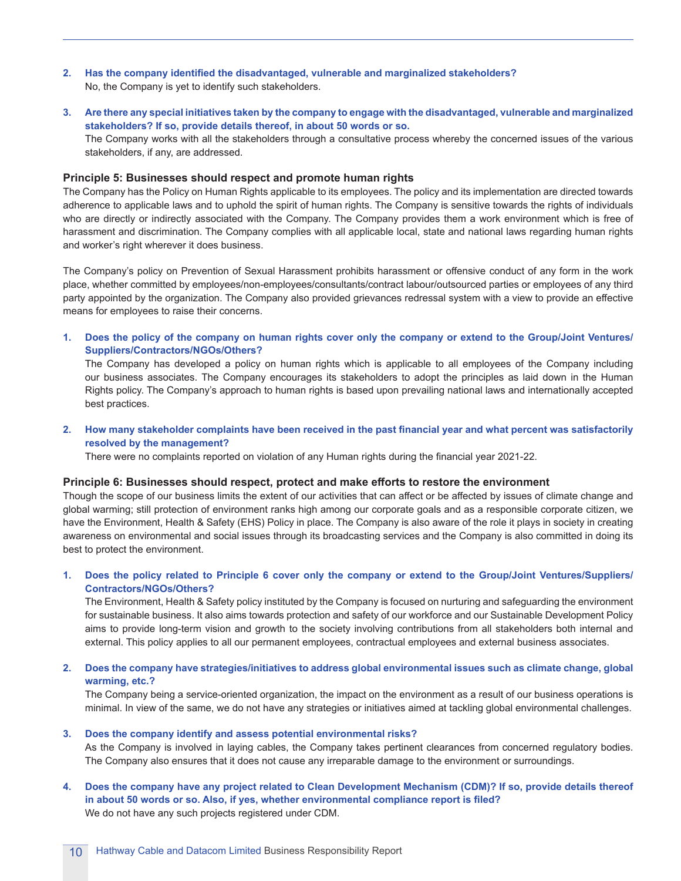2. **Has the company identified the disadvantaged, vulnerable and marginalized stakeholders?**
   No, the Company is yet to identify such stakeholders.

3. **Are there any special initiatives taken by the company to engage with the disadvantaged, vulnerable and marginalized stakeholders? If so, provide details thereof, in about 50 words or so.**
   The Company works with all the stakeholders through a consultative process whereby the concerned issues of the various stakeholders, if any, are addressed.

### Principle 5: Businesses should respect and promote human rights

The Company has the Policy on Human Rights applicable to its employees. The policy and its implementation are directed towards adherence to applicable laws and to uphold the spirit of human rights. The Company is sensitive towards the rights of individuals who are directly or indirectly associated with the Company. The Company provides them a work environment which is free of harassment and discrimination. The Company complies with all applicable local, state and national laws regarding human rights and worker's right wherever it does business.

The Company's policy on Prevention of Sexual Harassment prohibits harassment or offensive conduct of any form in the work place, whether committed by employees/non-employees/consultants/contract labour/outsourced parties or employees of any third party appointed by the organization. The Company also provided grievances redressal system with a view to provide an effective means for employees to raise their concerns.

1. **Does the policy of the company on human rights cover only the company or extend to the Group/Joint Ventures/ Suppliers/Contractors/NGOs/Others?**
   The Company has developed a policy on human rights which is applicable to all employees of the Company including our business associates. The Company encourages its stakeholders to adopt the principles as laid down in the Human Rights policy. The Company's approach to human rights is based upon prevailing national laws and internationally accepted best practices.

2. **How many stakeholder complaints have been received in the past financial year and what percent was satisfactorily resolved by the management?**
   There were no complaints reported on violation of any Human rights during the financial year 2021-22.

### Principle 6: Businesses should respect, protect and make efforts to restore the environment

Though the scope of our business limits the extent of our activities that can affect or be affected by issues of climate change and global warming; still protection of environment ranks high among our corporate goals and as a responsible corporate citizen, we have the Environment, Health & Safety (EHS) Policy in place. The Company is also aware of the role it plays in society in creating awareness on environmental and social issues through its broadcasting services and the Company is also committed in doing its best to protect the environment.

1. **Does the policy related to Principle 6 cover only the company or extend to the Group/Joint Ventures/Suppliers/ Contractors/NGOs/Others?**
   The Environment, Health & Safety policy instituted by the Company is focused on nurturing and safeguarding the environment for sustainable business. It also aims towards protection and safety of our workforce and our Sustainable Development Policy aims to provide long-term vision and growth to the society involving contributions from all stakeholders both internal and external. This policy applies to all our permanent employees, contractual employees and external business associates.

2. **Does the company have strategies/initiatives to address global environmental issues such as climate change, global warming, etc.?**
   The Company being a service-oriented organization, the impact on the environment as a result of our business operations is minimal. In view of the same, we do not have any strategies or initiatives aimed at tackling global environmental challenges.

3. **Does the company identify and assess potential environmental risks?**
   As the Company is involved in laying cables, the Company takes pertinent clearances from concerned regulatory bodies. The Company also ensures that it does not cause any irreparable damage to the environment or surroundings.

4. **Does the company have any project related to Clean Development Mechanism (CDM)? If so, provide details thereof in about 50 words or so. Also, if yes, whether environmental compliance report is filed?**
   We do not have any such projects registered under CDM.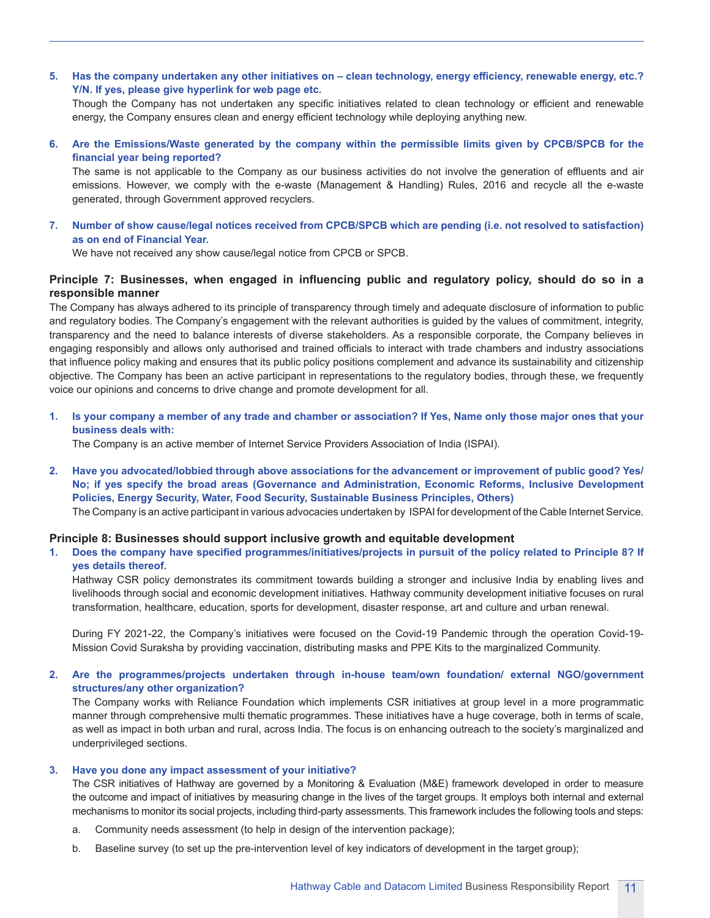5. **Has the company undertaken any other initiatives on – clean technology, energy efficiency, renewable energy, etc.? Y/N. If yes, please give hyperlink for web page etc.**

   Though the Company has not undertaken any specific initiatives related to clean technology or efficient and renewable energy, the Company ensures clean and energy efficient technology while deploying anything new.

6. **Are the Emissions/Waste generated by the company within the permissible limits given by CPCB/SPCB for the financial year being reported?**

   The same is not applicable to the Company as our business activities do not involve the generation of effluents and air emissions. However, we comply with the e-waste (Management & Handling) Rules, 2016 and recycle all the e-waste generated, through Government approved recyclers.

7. **Number of show cause/legal notices received from CPCB/SPCB which are pending (i.e. not resolved to satisfaction) as on end of Financial Year.**

   We have not received any show cause/legal notice from CPCB or SPCB.

## Principle 7: Businesses, when engaged in influencing public and regulatory policy, should do so in a responsible manner

The Company has always adhered to its principle of transparency through timely and adequate disclosure of information to public and regulatory bodies. The Company's engagement with the relevant authorities is guided by the values of commitment, integrity, transparency and the need to balance interests of diverse stakeholders. As a responsible corporate, the Company believes in engaging responsibly and allows only authorised and trained officials to interact with trade chambers and industry associations that influence policy making and ensures that its public policy positions complement and advance its sustainability and citizenship objective. The Company has been an active participant in representations to the regulatory bodies, through these, we frequently voice our opinions and concerns to drive change and promote development for all.

1. **Is your company a member of any trade and chamber or association? If Yes, Name only those major ones that your business deals with:**

   The Company is an active member of Internet Service Providers Association of India (ISPAI).

2. **Have you advocated/lobbied through above associations for the advancement or improvement of public good? Yes/No; if yes specify the broad areas (Governance and Administration, Economic Reforms, Inclusive Development Policies, Energy Security, Water, Food Security, Sustainable Business Principles, Others)**

   The Company is an active participant in various advocacies undertaken by ISPAI for development of the Cable Internet Service.

## Principle 8: Businesses should support inclusive growth and equitable development

1. **Does the company have specified programmes/initiatives/projects in pursuit of the policy related to Principle 8? If yes details thereof.**

   Hathway CSR policy demonstrates its commitment towards building a stronger and inclusive India by enabling lives and livelihoods through social and economic development initiatives. Hathway community development initiative focuses on rural transformation, healthcare, education, sports for development, disaster response, art and culture and urban renewal.

   During FY 2021-22, the Company's initiatives were focused on the Covid-19 Pandemic through the operation Covid-19-Mission Covid Suraksha by providing vaccination, distributing masks and PPE Kits to the marginalized Community.

2. **Are the programmes/projects undertaken through in-house team/own foundation/ external NGO/government structures/any other organization?**

   The Company works with Reliance Foundation which implements CSR initiatives at group level in a more programmatic manner through comprehensive multi thematic programmes. These initiatives have a huge coverage, both in terms of scale, as well as impact in both urban and rural, across India. The focus is on enhancing outreach to the society's marginalized and underprivileged sections.

3. **Have you done any impact assessment of your initiative?**

   The CSR initiatives of Hathway are governed by a Monitoring & Evaluation (M&E) framework developed in order to measure the outcome and impact of initiatives by measuring change in the lives of the target groups. It employs both internal and external mechanisms to monitor its social projects, including third-party assessments. This framework includes the following tools and steps:

   a. Community needs assessment (to help in design of the intervention package);

   b. Baseline survey (to set up the pre-intervention level of key indicators of development in the target group);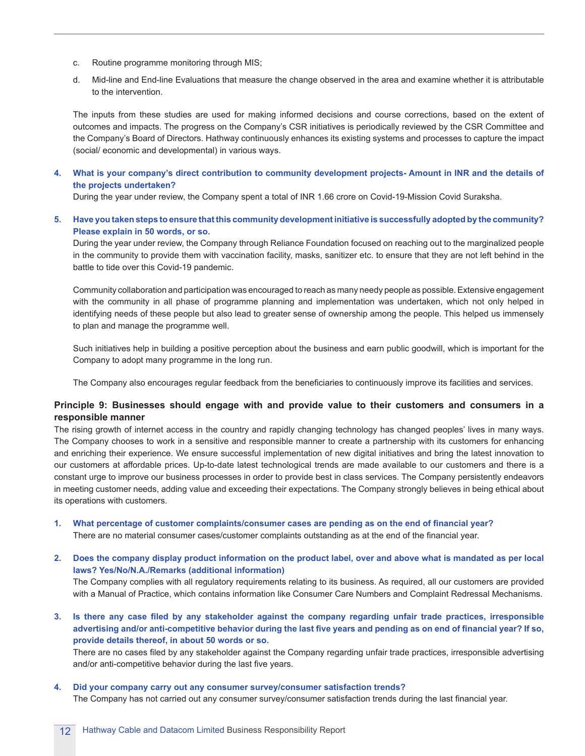c. Routine programme monitoring through MIS;

d. Mid-line and End-line Evaluations that measure the change observed in the area and examine whether it is attributable to the intervention.

The inputs from these studies are used for making informed decisions and course corrections, based on the extent of outcomes and impacts. The progress on the Company's CSR initiatives is periodically reviewed by the CSR Committee and the Company's Board of Directors. Hathway continuously enhances its existing systems and processes to capture the impact (social/ economic and developmental) in various ways.

**4. What is your company's direct contribution to community development projects- Amount in INR and the details of the projects undertaken?**

During the year under review, the Company spent a total of INR 1.66 crore on Covid-19-Mission Covid Suraksha.

**5. Have you taken steps to ensure that this community development initiative is successfully adopted by the community? Please explain in 50 words, or so.**

During the year under review, the Company through Reliance Foundation focused on reaching out to the marginalized people in the community to provide them with vaccination facility, masks, sanitizer etc. to ensure that they are not left behind in the battle to tide over this Covid-19 pandemic.

Community collaboration and participation was encouraged to reach as many needy people as possible. Extensive engagement with the community in all phase of programme planning and implementation was undertaken, which not only helped in identifying needs of these people but also lead to greater sense of ownership among the people. This helped us immensely to plan and manage the programme well.

Such initiatives help in building a positive perception about the business and earn public goodwill, which is important for the Company to adopt many programme in the long run.

The Company also encourages regular feedback from the beneficiaries to continuously improve its facilities and services.

## Principle 9: Businesses should engage with and provide value to their customers and consumers in a responsible manner

The rising growth of internet access in the country and rapidly changing technology has changed peoples' lives in many ways. The Company chooses to work in a sensitive and responsible manner to create a partnership with its customers for enhancing and enriching their experience. We ensure successful implementation of new digital initiatives and bring the latest innovation to our customers at affordable prices. Up-to-date latest technological trends are made available to our customers and there is a constant urge to improve our business processes in order to provide best in class services. The Company persistently endeavors in meeting customer needs, adding value and exceeding their expectations. The Company strongly believes in being ethical about its operations with customers.

**1. What percentage of customer complaints/consumer cases are pending as on the end of financial year?**

There are no material consumer cases/customer complaints outstanding as at the end of the financial year.

**2. Does the company display product information on the product label, over and above what is mandated as per local laws? Yes/No/N.A./Remarks (additional information)**

The Company complies with all regulatory requirements relating to its business. As required, all our customers are provided with a Manual of Practice, which contains information like Consumer Care Numbers and Complaint Redressal Mechanisms.

**3. Is there any case filed by any stakeholder against the company regarding unfair trade practices, irresponsible advertising and/or anti-competitive behavior during the last five years and pending as on end of financial year? If so, provide details thereof, in about 50 words or so.**

There are no cases filed by any stakeholder against the Company regarding unfair trade practices, irresponsible advertising and/or anti-competitive behavior during the last five years.

**4. Did your company carry out any consumer survey/consumer satisfaction trends?**

The Company has not carried out any consumer survey/consumer satisfaction trends during the last financial year.